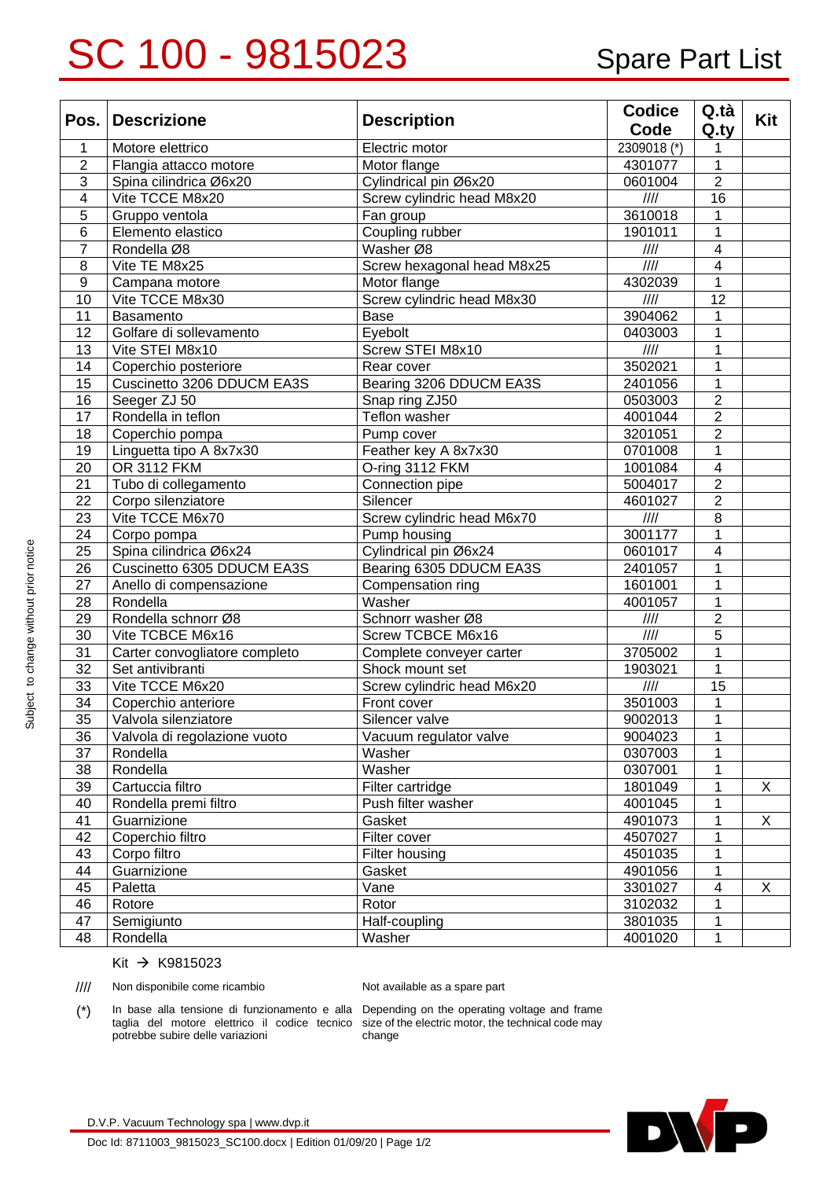# SC 100 - 9815023

Spare Part List

| Pos. | Descrizione | Description | Codice Code | Q.tà Q.ty | Kit |
|---|---|---|---|---|---|
| 1 | Motore elettrico | Electric motor | 2309018 (*) | 1 | |
| 2 | Flangia attacco motore | Motor flange | 4301077 | 1 | |
| 3 | Spina cilindrica Ø6x20 | Cylindrical pin Ø6x20 | 0601004 | 2 | |
| 4 | Vite TCCE M8x20 | Screw cylindric head M8x20 | //// | 16 | |
| 5 | Gruppo ventola | Fan group | 3610018 | 1 | |
| 6 | Elemento elastico | Coupling rubber | 1901011 | 1 | |
| 7 | Rondella Ø8 | Washer Ø8 | //// | 4 | |
| 8 | Vite TE M8x25 | Screw hexagonal head M8x25 | //// | 4 | |
| 9 | Campana motore | Motor flange | 4302039 | 1 | |
| 10 | Vite TCCE M8x30 | Screw cylindric head M8x30 | //// | 12 | |
| 11 | Basamento | Base | 3904062 | 1 | |
| 12 | Golfare di sollevamento | Eyebolt | 0403003 | 1 | |
| 13 | Vite STEI M8x10 | Screw STEI M8x10 | //// | 1 | |
| 14 | Coperchio posteriore | Rear cover | 3502021 | 1 | |
| 15 | Cuscinetto 3206 DDUCM EA3S | Bearing 3206 DDUCM EA3S | 2401056 | 1 | |
| 16 | Seeger ZJ 50 | Snap ring ZJ50 | 0503003 | 2 | |
| 17 | Rondella in teflon | Teflon washer | 4001044 | 2 | |
| 18 | Coperchio pompa | Pump cover | 3201051 | 2 | |
| 19 | Linguetta tipo A 8x7x30 | Feather key A 8x7x30 | 0701008 | 1 | |
| 20 | OR 3112 FKM | O-ring 3112 FKM | 1001084 | 4 | |
| 21 | Tubo di collegamento | Connection pipe | 5004017 | 2 | |
| 22 | Corpo silenziatore | Silencer | 4601027 | 2 | |
| 23 | Vite TCCE M6x70 | Screw cylindric head M6x70 | //// | 8 | |
| 24 | Corpo pompa | Pump housing | 3001177 | 1 | |
| 25 | Spina cilindrica Ø6x24 | Cylindrical pin Ø6x24 | 0601017 | 4 | |
| 26 | Cuscinetto 6305 DDUCM EA3S | Bearing 6305 DDUCM EA3S | 2401057 | 1 | |
| 27 | Anello di compensazione | Compensation ring | 1601001 | 1 | |
| 28 | Rondella | Washer | 4001057 | 1 | |
| 29 | Rondella schnorr Ø8 | Schnorr washer Ø8 | //// | 2 | |
| 30 | Vite TCBCE M6x16 | Screw TCBCE M6x16 | //// | 5 | |
| 31 | Carter convogliatore completo | Complete conveyer carter | 3705002 | 1 | |
| 32 | Set antivibranti | Shock mount set | 1903021 | 1 | |
| 33 | Vite TCCE M6x20 | Screw cylindric head M6x20 | //// | 15 | |
| 34 | Coperchio anteriore | Front cover | 3501003 | 1 | |
| 35 | Valvola silenziatore | Silencer valve | 9002013 | 1 | |
| 36 | Valvola di regolazione vuoto | Vacuum regulator valve | 9004023 | 1 | |
| 37 | Rondella | Washer | 0307003 | 1 | |
| 38 | Rondella | Washer | 0307001 | 1 | |
| 39 | Cartuccia filtro | Filter cartridge | 1801049 | 1 | X |
| 40 | Rondella premi filtro | Push filter washer | 4001045 | 1 | |
| 41 | Guarnizione | Gasket | 4901073 | 1 | X |
| 42 | Coperchio filtro | Filter cover | 4507027 | 1 | |
| 43 | Corpo filtro | Filter housing | 4501035 | 1 | |
| 44 | Guarnizione | Gasket | 4901056 | 1 | |
| 45 | Paletta | Vane | 3301027 | 4 | X |
| 46 | Rotore | Rotor | 3102032 | 1 | |
| 47 | Semigiunto | Half-coupling | 3801035 | 1 | |
| 48 | Rondella | Washer | 4001020 | 1 | |

Kit → K9815023

//// Non disponibile come ricambio — Not available as a spare part

(*) In base alla tensione di funzionamento e alla taglia del motore elettrico il codice tecnico potrebbe subire delle variazioni — Depending on the operating voltage and frame size of the electric motor, the technical code may change

Subject to change without prior notice

D.V.P. Vacuum Technology spa | www.dvp.it

Doc Id: 8711003_9815023_SC100.docx | Edition 01/09/20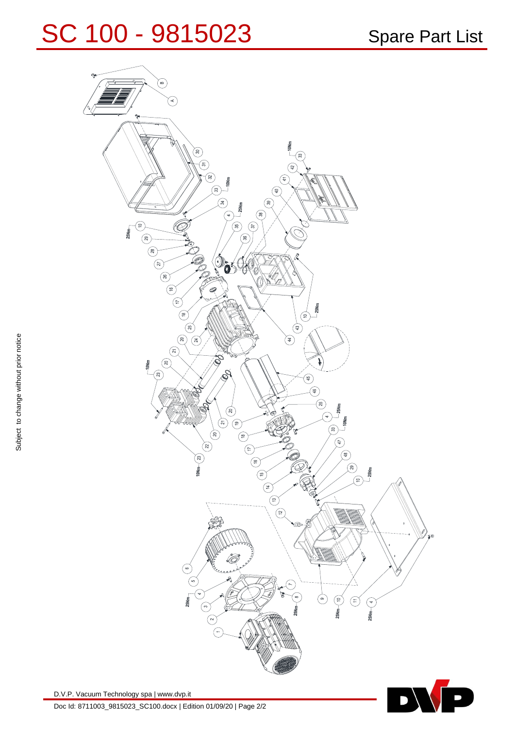# SC 100 - 9815023

Spare Part List

A
B
30
31
32
33
10Nm
34
4
25Nm
10
25Nm
29
28
27
26
16
17
18
25
24
20
21
20
10Nm
23
35
36
37
38
39
40
41
42
33
10Nm
10
25Nm
43
44
45
46
25
4
25Nm
33
10Nm
47
48
29
25Nm
10
19
18
17
16
15
14
13
12
20
21
20
22
23
10Nm
6
5
4
25Nm
3
2
1
7
8
25Nm
9
10
25Nm
11
4
25Nm

Subject to change without prior notice

D.V.P. Vacuum Technology spa | www.dvp.it

Doc Id: 8711003_9815023_SC100.docx | Edition 01/09/20 | Page 2/2